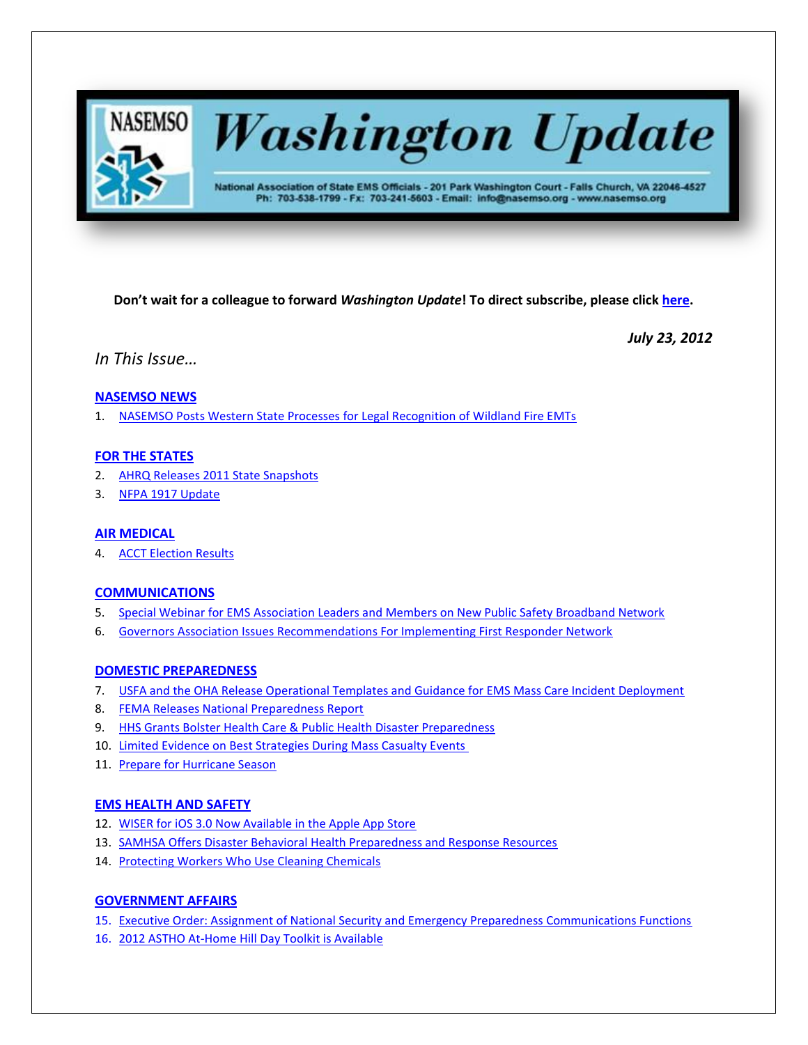# NASEMSO Washington Update

National Association of State EMS Officials - 201 Park Washington Court - Falls Church, VA 22046-4527
Ph: 703-538-1799 - Fx: 703-241-5603 - Email: info@nasemso.org - www.nasemso.org

**Don't wait for a colleague to forward *Washington Update*! To direct subscribe, please click here.**

***July 23, 2012***

*In This Issue…*

**NASEMSO NEWS**

1. NASEMSO Posts Western State Processes for Legal Recognition of Wildland Fire EMTs

**FOR THE STATES**

2. AHRQ Releases 2011 State Snapshots
3. NFPA 1917 Update

**AIR MEDICAL**

4. ACCT Election Results

**COMMUNICATIONS**

5. Special Webinar for EMS Association Leaders and Members on New Public Safety Broadband Network
6. Governors Association Issues Recommendations For Implementing First Responder Network

**DOMESTIC PREPAREDNESS**

7. USFA and the OHA Release Operational Templates and Guidance for EMS Mass Care Incident Deployment
8. FEMA Releases National Preparedness Report
9. HHS Grants Bolster Health Care & Public Health Disaster Preparedness
10. Limited Evidence on Best Strategies During Mass Casualty Events
11. Prepare for Hurricane Season

**EMS HEALTH AND SAFETY**

12. WISER for iOS 3.0 Now Available in the Apple App Store
13. SAMHSA Offers Disaster Behavioral Health Preparedness and Response Resources
14. Protecting Workers Who Use Cleaning Chemicals

**GOVERNMENT AFFAIRS**

15. Executive Order: Assignment of National Security and Emergency Preparedness Communications Functions
16. 2012 ASTHO At-Home Hill Day Toolkit is Available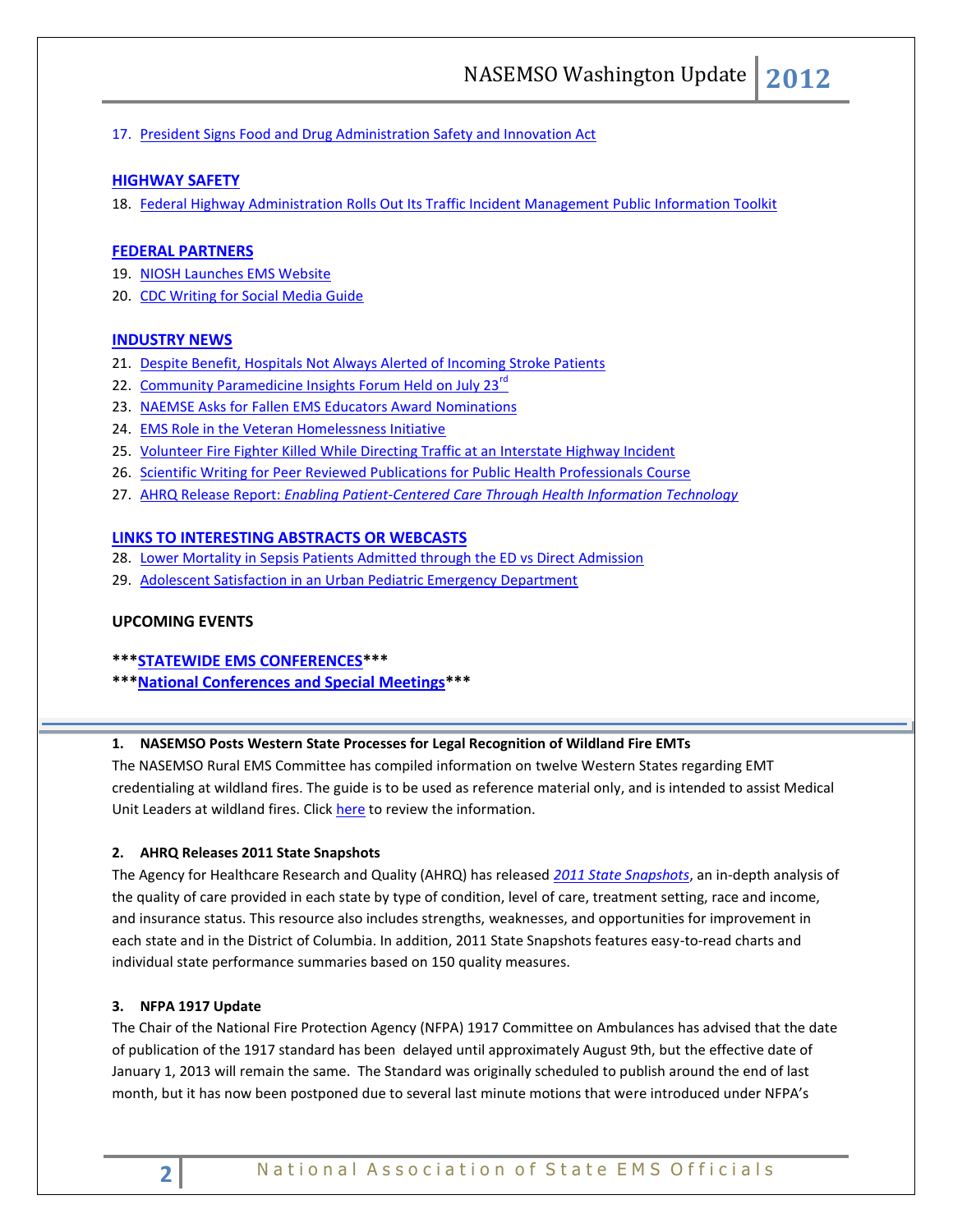17. President Signs Food and Drug Administration Safety and Innovation Act

**HIGHWAY SAFETY**

18. Federal Highway Administration Rolls Out Its Traffic Incident Management Public Information Toolkit

**FEDERAL PARTNERS**

19. NIOSH Launches EMS Website
20. CDC Writing for Social Media Guide

**INDUSTRY NEWS**

21. Despite Benefit, Hospitals Not Always Alerted of Incoming Stroke Patients
22. Community Paramedicine Insights Forum Held on July 23rd
23. NAEMSE Asks for Fallen EMS Educators Award Nominations
24. EMS Role in the Veteran Homelessness Initiative
25. Volunteer Fire Fighter Killed While Directing Traffic at an Interstate Highway Incident
26. Scientific Writing for Peer Reviewed Publications for Public Health Professionals Course
27. AHRQ Release Report: *Enabling Patient-Centered Care Through Health Information Technology*

**LINKS TO INTERESTING ABSTRACTS OR WEBCASTS**

28. Lower Mortality in Sepsis Patients Admitted through the ED vs Direct Admission
29. Adolescent Satisfaction in an Urban Pediatric Emergency Department

**UPCOMING EVENTS**

**\*\*\*STATEWIDE EMS CONFERENCES\*\*\***

**\*\*\*National Conferences and Special Meetings\*\*\***

---

### 1. NASEMSO Posts Western State Processes for Legal Recognition of Wildland Fire EMTs

The NASEMSO Rural EMS Committee has compiled information on twelve Western States regarding EMT credentialing at wildland fires. The guide is to be used as reference material only, and is intended to assist Medical Unit Leaders at wildland fires. Click here to review the information.

### 2. AHRQ Releases 2011 State Snapshots

The Agency for Healthcare Research and Quality (AHRQ) has released *2011 State Snapshots*, an in-depth analysis of the quality of care provided in each state by type of condition, level of care, treatment setting, race and income, and insurance status. This resource also includes strengths, weaknesses, and opportunities for improvement in each state and in the District of Columbia. In addition, 2011 State Snapshots features easy-to-read charts and individual state performance summaries based on 150 quality measures.

### 3. NFPA 1917 Update

The Chair of the National Fire Protection Agency (NFPA) 1917 Committee on Ambulances has advised that the date of publication of the 1917 standard has been delayed until approximately August 9th, but the effective date of January 1, 2013 will remain the same. The Standard was originally scheduled to publish around the end of last month, but it has now been postponed due to several last minute motions that were introduced under NFPA's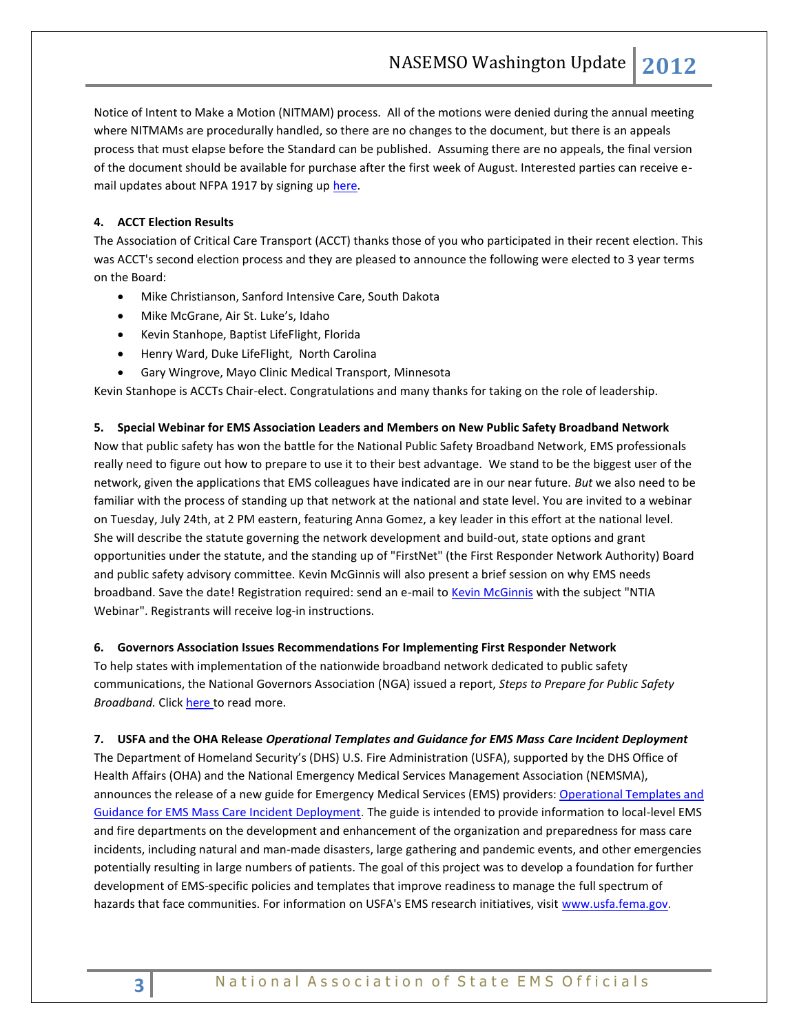Notice of Intent to Make a Motion (NITMAM) process. All of the motions were denied during the annual meeting where NITMAMs are procedurally handled, so there are no changes to the document, but there is an appeals process that must elapse before the Standard can be published. Assuming there are no appeals, the final version of the document should be available for purchase after the first week of August. Interested parties can receive e-mail updates about NFPA 1917 by signing up here.

**4. ACCT Election Results**

The Association of Critical Care Transport (ACCT) thanks those of you who participated in their recent election. This was ACCT's second election process and they are pleased to announce the following were elected to 3 year terms on the Board:

- Mike Christianson, Sanford Intensive Care, South Dakota
- Mike McGrane, Air St. Luke's, Idaho
- Kevin Stanhope, Baptist LifeFlight, Florida
- Henry Ward, Duke LifeFlight, North Carolina
- Gary Wingrove, Mayo Clinic Medical Transport, Minnesota

Kevin Stanhope is ACCTs Chair-elect. Congratulations and many thanks for taking on the role of leadership.

**5. Special Webinar for EMS Association Leaders and Members on New Public Safety Broadband Network**

Now that public safety has won the battle for the National Public Safety Broadband Network, EMS professionals really need to figure out how to prepare to use it to their best advantage. We stand to be the biggest user of the network, given the applications that EMS colleagues have indicated are in our near future. *But* we also need to be familiar with the process of standing up that network at the national and state level. You are invited to a webinar on Tuesday, July 24th, at 2 PM eastern, featuring Anna Gomez, a key leader in this effort at the national level. She will describe the statute governing the network development and build-out, state options and grant opportunities under the statute, and the standing up of "FirstNet" (the First Responder Network Authority) Board and public safety advisory committee. Kevin McGinnis will also present a brief session on why EMS needs broadband. Save the date! Registration required: send an e-mail to Kevin McGinnis with the subject "NTIA Webinar". Registrants will receive log-in instructions.

**6. Governors Association Issues Recommendations For Implementing First Responder Network**

To help states with implementation of the nationwide broadband network dedicated to public safety communications, the National Governors Association (NGA) issued a report, *Steps to Prepare for Public Safety Broadband.* Click here to read more.

**7. USFA and the OHA Release *Operational Templates and Guidance for EMS Mass Care Incident Deployment***

The Department of Homeland Security's (DHS) U.S. Fire Administration (USFA), supported by the DHS Office of Health Affairs (OHA) and the National Emergency Medical Services Management Association (NEMSMA), announces the release of a new guide for Emergency Medical Services (EMS) providers: Operational Templates and Guidance for EMS Mass Care Incident Deployment. The guide is intended to provide information to local-level EMS and fire departments on the development and enhancement of the organization and preparedness for mass care incidents, including natural and man-made disasters, large gathering and pandemic events, and other emergencies potentially resulting in large numbers of patients. The goal of this project was to develop a foundation for further development of EMS-specific policies and templates that improve readiness to manage the full spectrum of hazards that face communities. For information on USFA's EMS research initiatives, visit www.usfa.fema.gov.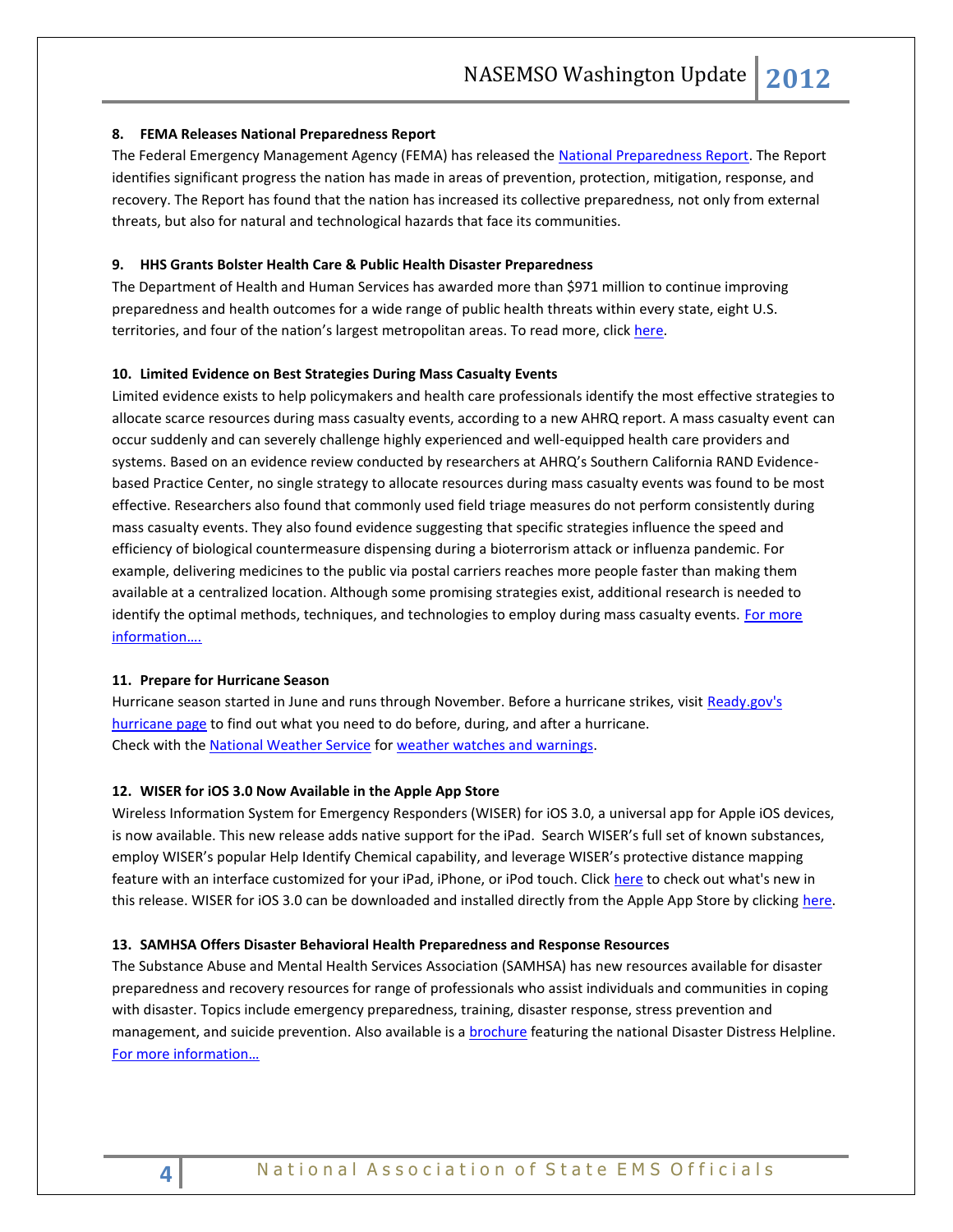**8. FEMA Releases National Preparedness Report**

The Federal Emergency Management Agency (FEMA) has released the National Preparedness Report. The Report identifies significant progress the nation has made in areas of prevention, protection, mitigation, response, and recovery. The Report has found that the nation has increased its collective preparedness, not only from external threats, but also for natural and technological hazards that face its communities.

**9. HHS Grants Bolster Health Care & Public Health Disaster Preparedness**

The Department of Health and Human Services has awarded more than $971 million to continue improving preparedness and health outcomes for a wide range of public health threats within every state, eight U.S. territories, and four of the nation's largest metropolitan areas. To read more, click here.

**10. Limited Evidence on Best Strategies During Mass Casualty Events**

Limited evidence exists to help policymakers and health care professionals identify the most effective strategies to allocate scarce resources during mass casualty events, according to a new AHRQ report. A mass casualty event can occur suddenly and can severely challenge highly experienced and well-equipped health care providers and systems. Based on an evidence review conducted by researchers at AHRQ's Southern California RAND Evidence-based Practice Center, no single strategy to allocate resources during mass casualty events was found to be most effective. Researchers also found that commonly used field triage measures do not perform consistently during mass casualty events. They also found evidence suggesting that specific strategies influence the speed and efficiency of biological countermeasure dispensing during a bioterrorism attack or influenza pandemic. For example, delivering medicines to the public via postal carriers reaches more people faster than making them available at a centralized location. Although some promising strategies exist, additional research is needed to identify the optimal methods, techniques, and technologies to employ during mass casualty events. For more information….

**11. Prepare for Hurricane Season**

Hurricane season started in June and runs through November. Before a hurricane strikes, visit Ready.gov's hurricane page to find out what you need to do before, during, and after a hurricane.
Check with the National Weather Service for weather watches and warnings.

**12. WISER for iOS 3.0 Now Available in the Apple App Store**

Wireless Information System for Emergency Responders (WISER) for iOS 3.0, a universal app for Apple iOS devices, is now available. This new release adds native support for the iPad. Search WISER's full set of known substances, employ WISER's popular Help Identify Chemical capability, and leverage WISER's protective distance mapping feature with an interface customized for your iPad, iPhone, or iPod touch. Click here to check out what's new in this release. WISER for iOS 3.0 can be downloaded and installed directly from the Apple App Store by clicking here.

**13. SAMHSA Offers Disaster Behavioral Health Preparedness and Response Resources**

The Substance Abuse and Mental Health Services Association (SAMHSA) has new resources available for disaster preparedness and recovery resources for range of professionals who assist individuals and communities in coping with disaster. Topics include emergency preparedness, training, disaster response, stress prevention and management, and suicide prevention. Also available is a brochure featuring the national Disaster Distress Helpline. For more information…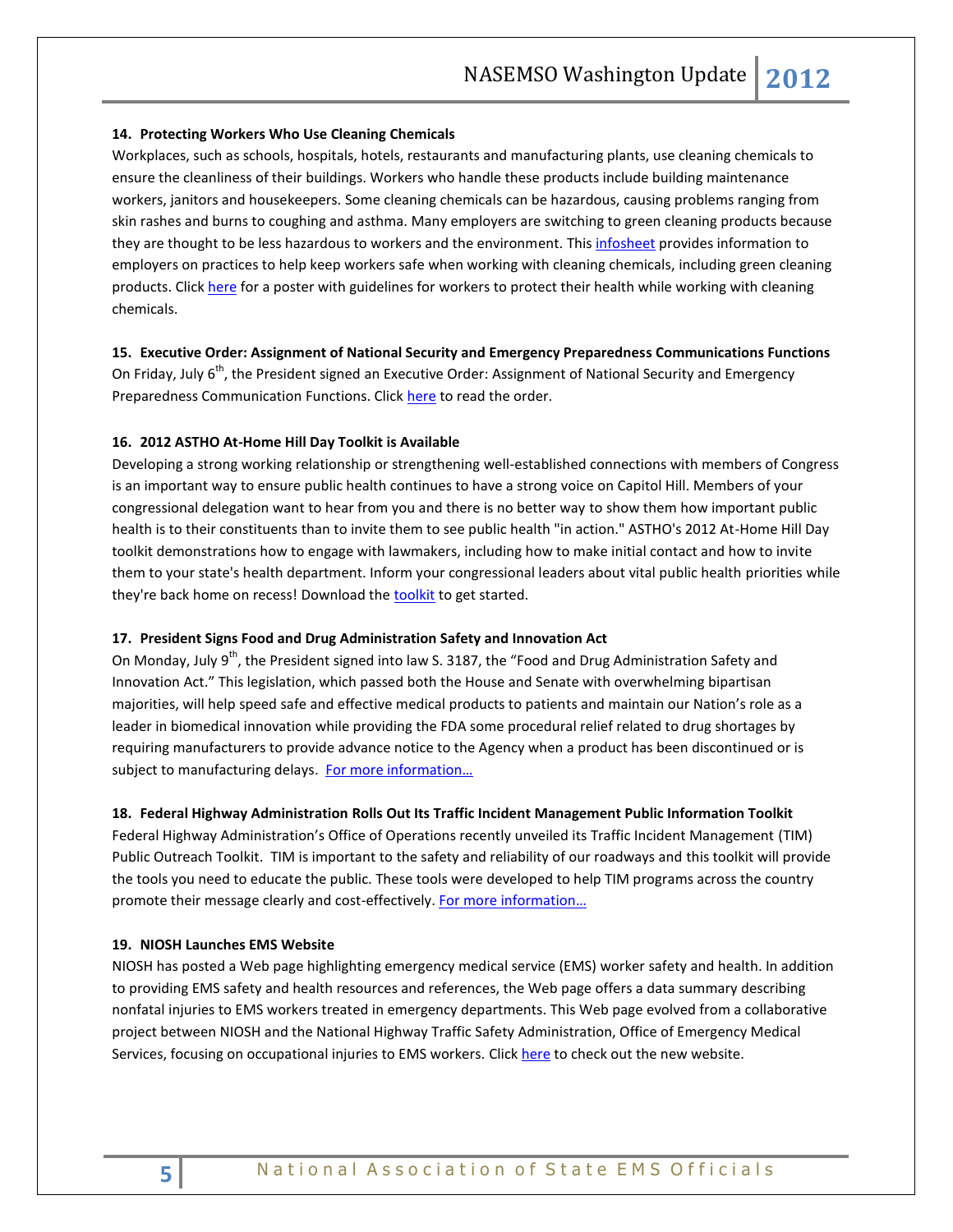**14. Protecting Workers Who Use Cleaning Chemicals**

Workplaces, such as schools, hospitals, hotels, restaurants and manufacturing plants, use cleaning chemicals to ensure the cleanliness of their buildings. Workers who handle these products include building maintenance workers, janitors and housekeepers. Some cleaning chemicals can be hazardous, causing problems ranging from skin rashes and burns to coughing and asthma. Many employers are switching to green cleaning products because they are thought to be less hazardous to workers and the environment. This infosheet provides information to employers on practices to help keep workers safe when working with cleaning chemicals, including green cleaning products. Click here for a poster with guidelines for workers to protect their health while working with cleaning chemicals.

**15. Executive Order: Assignment of National Security and Emergency Preparedness Communications Functions**

On Friday, July 6th, the President signed an Executive Order: Assignment of National Security and Emergency Preparedness Communication Functions. Click here to read the order.

**16. 2012 ASTHO At-Home Hill Day Toolkit is Available**

Developing a strong working relationship or strengthening well-established connections with members of Congress is an important way to ensure public health continues to have a strong voice on Capitol Hill. Members of your congressional delegation want to hear from you and there is no better way to show them how important public health is to their constituents than to invite them to see public health "in action." ASTHO's 2012 At-Home Hill Day toolkit demonstrations how to engage with lawmakers, including how to make initial contact and how to invite them to your state's health department. Inform your congressional leaders about vital public health priorities while they're back home on recess! Download the toolkit to get started.

**17. President Signs Food and Drug Administration Safety and Innovation Act**

On Monday, July 9th, the President signed into law S. 3187, the "Food and Drug Administration Safety and Innovation Act." This legislation, which passed both the House and Senate with overwhelming bipartisan majorities, will help speed safe and effective medical products to patients and maintain our Nation's role as a leader in biomedical innovation while providing the FDA some procedural relief related to drug shortages by requiring manufacturers to provide advance notice to the Agency when a product has been discontinued or is subject to manufacturing delays. For more information…

**18. Federal Highway Administration Rolls Out Its Traffic Incident Management Public Information Toolkit**

Federal Highway Administration's Office of Operations recently unveiled its Traffic Incident Management (TIM) Public Outreach Toolkit. TIM is important to the safety and reliability of our roadways and this toolkit will provide the tools you need to educate the public. These tools were developed to help TIM programs across the country promote their message clearly and cost-effectively. For more information…

**19. NIOSH Launches EMS Website**

NIOSH has posted a Web page highlighting emergency medical service (EMS) worker safety and health. In addition to providing EMS safety and health resources and references, the Web page offers a data summary describing nonfatal injuries to EMS workers treated in emergency departments. This Web page evolved from a collaborative project between NIOSH and the National Highway Traffic Safety Administration, Office of Emergency Medical Services, focusing on occupational injuries to EMS workers. Click here to check out the new website.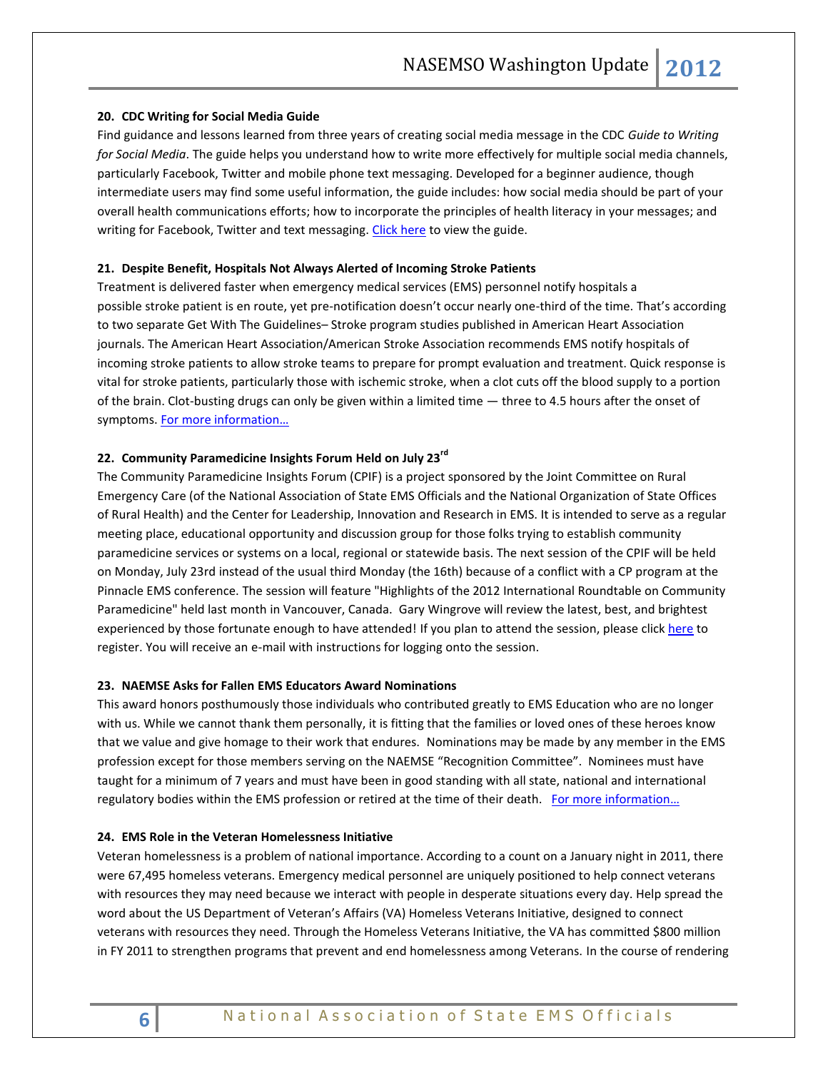**20. CDC Writing for Social Media Guide**

Find guidance and lessons learned from three years of creating social media message in the CDC *Guide to Writing for Social Media*. The guide helps you understand how to write more effectively for multiple social media channels, particularly Facebook, Twitter and mobile phone text messaging. Developed for a beginner audience, though intermediate users may find some useful information, the guide includes: how social media should be part of your overall health communications efforts; how to incorporate the principles of health literacy in your messages; and writing for Facebook, Twitter and text messaging. Click here to view the guide.

**21. Despite Benefit, Hospitals Not Always Alerted of Incoming Stroke Patients**

Treatment is delivered faster when emergency medical services (EMS) personnel notify hospitals a possible stroke patient is en route, yet pre-notification doesn't occur nearly one-third of the time. That's according to two separate Get With The Guidelines– Stroke program studies published in American Heart Association journals. The American Heart Association/American Stroke Association recommends EMS notify hospitals of incoming stroke patients to allow stroke teams to prepare for prompt evaluation and treatment. Quick response is vital for stroke patients, particularly those with ischemic stroke, when a clot cuts off the blood supply to a portion of the brain. Clot-busting drugs can only be given within a limited time — three to 4.5 hours after the onset of symptoms. For more information…

**22. Community Paramedicine Insights Forum Held on July 23rd**

The Community Paramedicine Insights Forum (CPIF) is a project sponsored by the Joint Committee on Rural Emergency Care (of the National Association of State EMS Officials and the National Organization of State Offices of Rural Health) and the Center for Leadership, Innovation and Research in EMS. It is intended to serve as a regular meeting place, educational opportunity and discussion group for those folks trying to establish community paramedicine services or systems on a local, regional or statewide basis. The next session of the CPIF will be held on Monday, July 23rd instead of the usual third Monday (the 16th) because of a conflict with a CP program at the Pinnacle EMS conference. The session will feature "Highlights of the 2012 International Roundtable on Community Paramedicine" held last month in Vancouver, Canada. Gary Wingrove will review the latest, best, and brightest experienced by those fortunate enough to have attended! If you plan to attend the session, please click here to register. You will receive an e-mail with instructions for logging onto the session.

**23. NAEMSE Asks for Fallen EMS Educators Award Nominations**

This award honors posthumously those individuals who contributed greatly to EMS Education who are no longer with us. While we cannot thank them personally, it is fitting that the families or loved ones of these heroes know that we value and give homage to their work that endures. Nominations may be made by any member in the EMS profession except for those members serving on the NAEMSE "Recognition Committee". Nominees must have taught for a minimum of 7 years and must have been in good standing with all state, national and international regulatory bodies within the EMS profession or retired at the time of their death. For more information…

**24. EMS Role in the Veteran Homelessness Initiative**

Veteran homelessness is a problem of national importance. According to a count on a January night in 2011, there were 67,495 homeless veterans. Emergency medical personnel are uniquely positioned to help connect veterans with resources they may need because we interact with people in desperate situations every day. Help spread the word about the US Department of Veteran's Affairs (VA) Homeless Veterans Initiative, designed to connect veterans with resources they need. Through the Homeless Veterans Initiative, the VA has committed $800 million in FY 2011 to strengthen programs that prevent and end homelessness among Veterans. In the course of rendering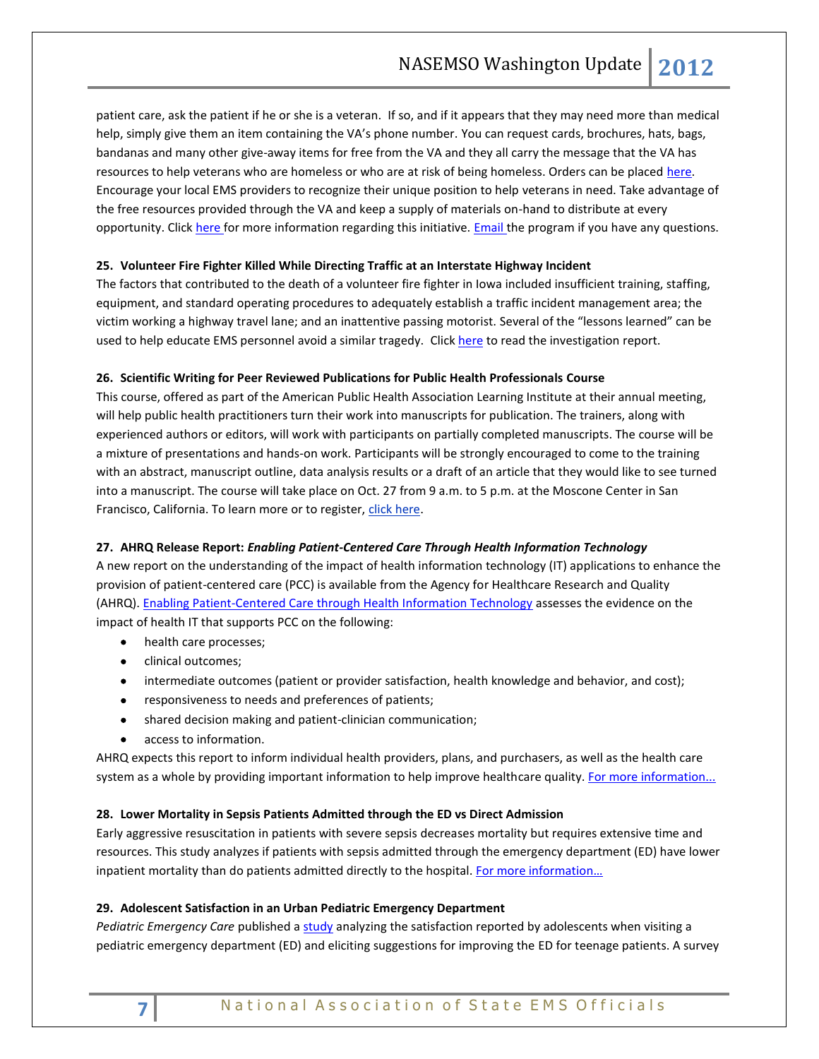patient care, ask the patient if he or she is a veteran. If so, and if it appears that they may need more than medical help, simply give them an item containing the VA's phone number. You can request cards, brochures, hats, bags, bandanas and many other give-away items for free from the VA and they all carry the message that the VA has resources to help veterans who are homeless or who are at risk of being homeless. Orders can be placed here. Encourage your local EMS providers to recognize their unique position to help veterans in need. Take advantage of the free resources provided through the VA and keep a supply of materials on-hand to distribute at every opportunity. Click here for more information regarding this initiative. Email the program if you have any questions.

**25. Volunteer Fire Fighter Killed While Directing Traffic at an Interstate Highway Incident**

The factors that contributed to the death of a volunteer fire fighter in Iowa included insufficient training, staffing, equipment, and standard operating procedures to adequately establish a traffic incident management area; the victim working a highway travel lane; and an inattentive passing motorist. Several of the "lessons learned" can be used to help educate EMS personnel avoid a similar tragedy. Click here to read the investigation report.

**26. Scientific Writing for Peer Reviewed Publications for Public Health Professionals Course**

This course, offered as part of the American Public Health Association Learning Institute at their annual meeting, will help public health practitioners turn their work into manuscripts for publication. The trainers, along with experienced authors or editors, will work with participants on partially completed manuscripts. The course will be a mixture of presentations and hands-on work. Participants will be strongly encouraged to come to the training with an abstract, manuscript outline, data analysis results or a draft of an article that they would like to see turned into a manuscript. The course will take place on Oct. 27 from 9 a.m. to 5 p.m. at the Moscone Center in San Francisco, California. To learn more or to register, click here.

**27. AHRQ Release Report: *Enabling Patient-Centered Care Through Health Information Technology***

A new report on the understanding of the impact of health information technology (IT) applications to enhance the provision of patient-centered care (PCC) is available from the Agency for Healthcare Research and Quality (AHRQ). Enabling Patient-Centered Care through Health Information Technology assesses the evidence on the impact of health IT that supports PCC on the following:

- health care processes;
- clinical outcomes;
- intermediate outcomes (patient or provider satisfaction, health knowledge and behavior, and cost);
- responsiveness to needs and preferences of patients;
- shared decision making and patient-clinician communication;
- access to information.

AHRQ expects this report to inform individual health providers, plans, and purchasers, as well as the health care system as a whole by providing important information to help improve healthcare quality. For more information...

**28. Lower Mortality in Sepsis Patients Admitted through the ED vs Direct Admission**

Early aggressive resuscitation in patients with severe sepsis decreases mortality but requires extensive time and resources. This study analyzes if patients with sepsis admitted through the emergency department (ED) have lower inpatient mortality than do patients admitted directly to the hospital. For more information…

**29. Adolescent Satisfaction in an Urban Pediatric Emergency Department**

*Pediatric Emergency Care* published a study analyzing the satisfaction reported by adolescents when visiting a pediatric emergency department (ED) and eliciting suggestions for improving the ED for teenage patients. A survey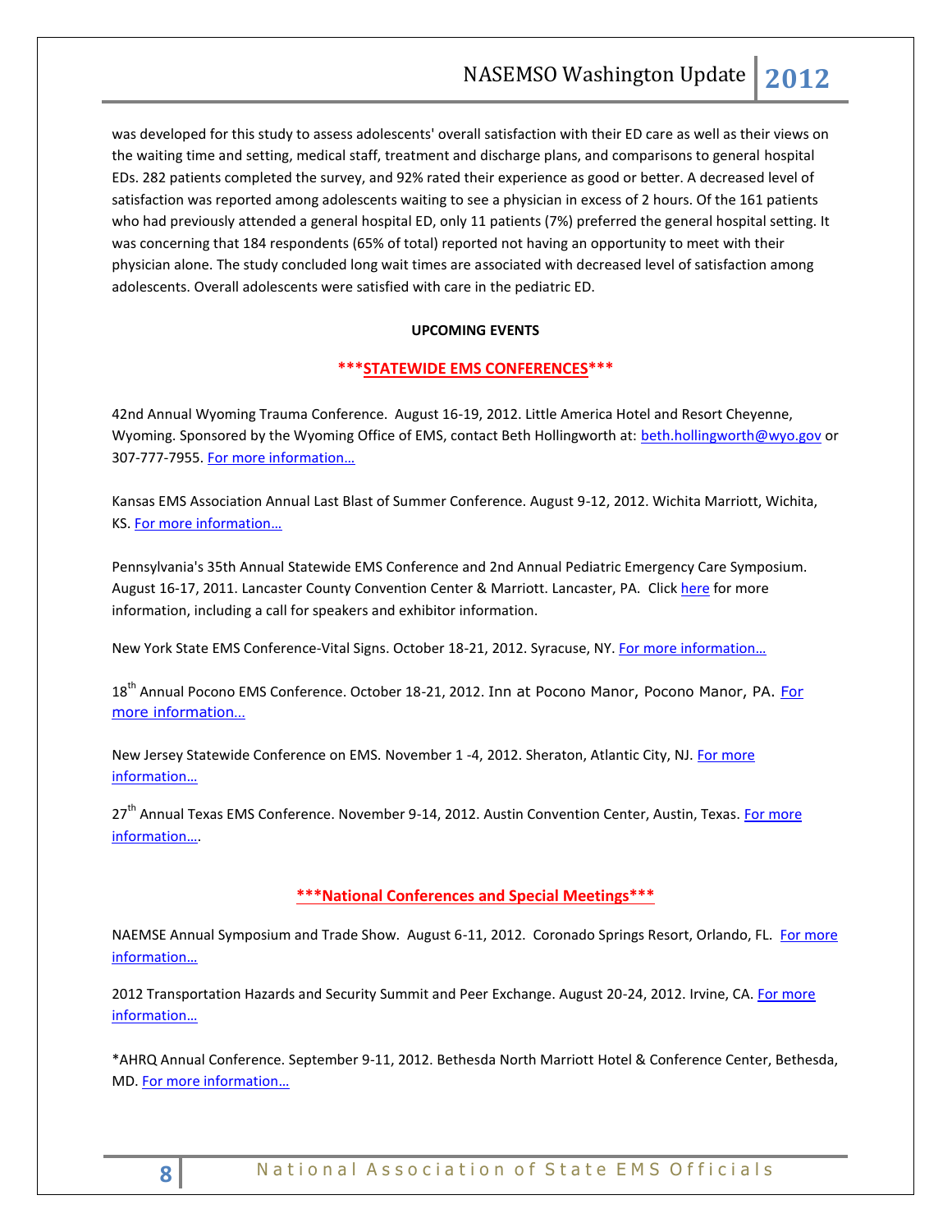was developed for this study to assess adolescents' overall satisfaction with their ED care as well as their views on the waiting time and setting, medical staff, treatment and discharge plans, and comparisons to general hospital EDs. 282 patients completed the survey, and 92% rated their experience as good or better. A decreased level of satisfaction was reported among adolescents waiting to see a physician in excess of 2 hours. Of the 161 patients who had previously attended a general hospital ED, only 11 patients (7%) preferred the general hospital setting. It was concerning that 184 respondents (65% of total) reported not having an opportunity to meet with their physician alone. The study concluded long wait times are associated with decreased level of satisfaction among adolescents. Overall adolescents were satisfied with care in the pediatric ED.

## UPCOMING EVENTS

### ***STATEWIDE EMS CONFERENCES***

42nd Annual Wyoming Trauma Conference. August 16-19, 2012. Little America Hotel and Resort Cheyenne, Wyoming. Sponsored by the Wyoming Office of EMS, contact Beth Hollingworth at: beth.hollingworth@wyo.gov or 307-777-7955. For more information…

Kansas EMS Association Annual Last Blast of Summer Conference. August 9-12, 2012. Wichita Marriott, Wichita, KS. For more information…

Pennsylvania's 35th Annual Statewide EMS Conference and 2nd Annual Pediatric Emergency Care Symposium. August 16-17, 2011. Lancaster County Convention Center & Marriott. Lancaster, PA. Click here for more information, including a call for speakers and exhibitor information.

New York State EMS Conference-Vital Signs. October 18-21, 2012. Syracuse, NY. For more information…

18th Annual Pocono EMS Conference. October 18-21, 2012. Inn at Pocono Manor, Pocono Manor, PA. For more information…

New Jersey Statewide Conference on EMS. November 1 -4, 2012. Sheraton, Atlantic City, NJ. For more information…

27th Annual Texas EMS Conference. November 9-14, 2012. Austin Convention Center, Austin, Texas. For more information….

### ***National Conferences and Special Meetings***

NAEMSE Annual Symposium and Trade Show. August 6-11, 2012. Coronado Springs Resort, Orlando, FL. For more information…

2012 Transportation Hazards and Security Summit and Peer Exchange. August 20-24, 2012. Irvine, CA. For more information…

*AHRQ Annual Conference. September 9-11, 2012. Bethesda North Marriott Hotel & Conference Center, Bethesda, MD. For more information…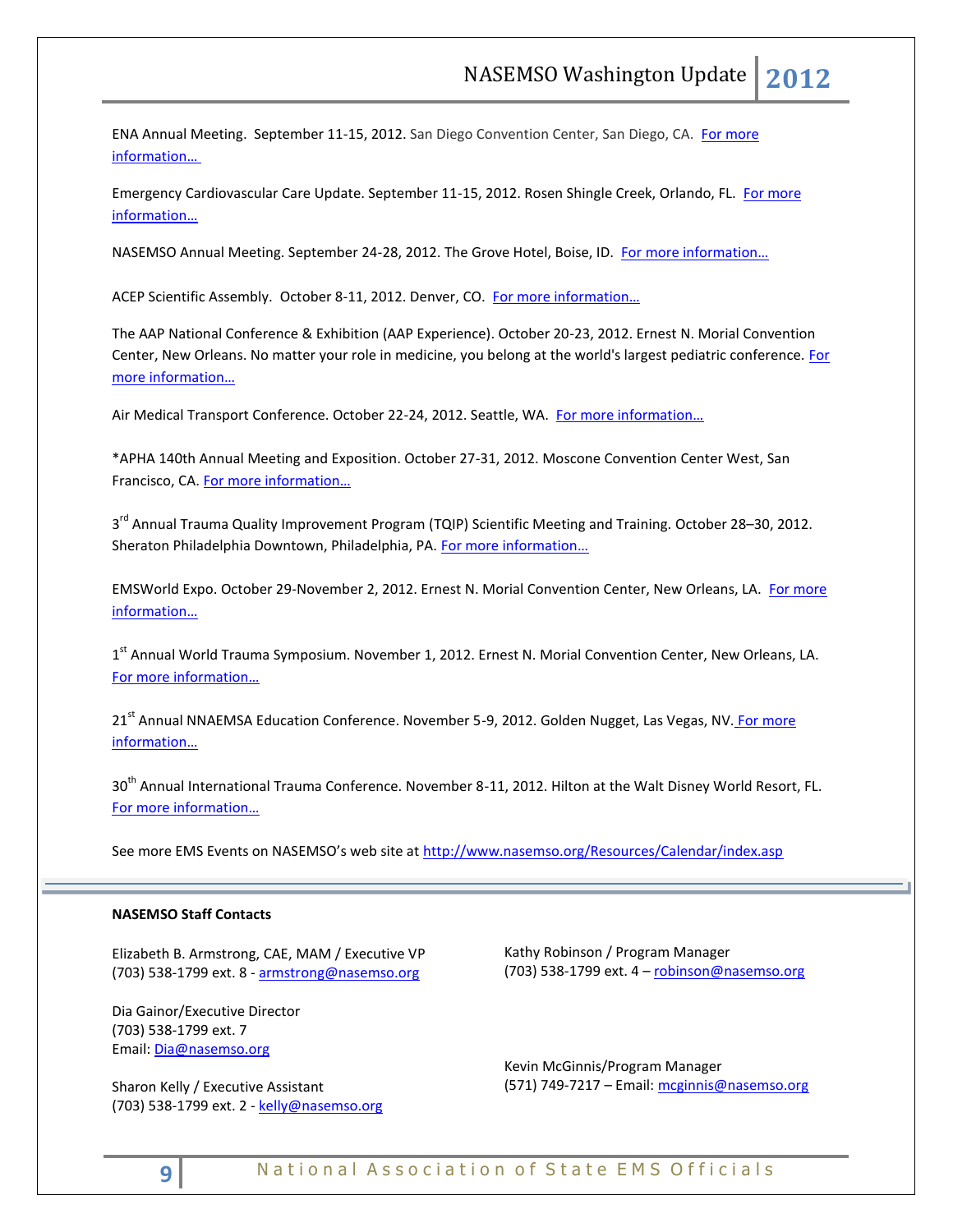ENA Annual Meeting. September 11-15, 2012. San Diego Convention Center, San Diego, CA. For more information…

Emergency Cardiovascular Care Update. September 11-15, 2012. Rosen Shingle Creek, Orlando, FL. For more information…

NASEMSO Annual Meeting. September 24-28, 2012. The Grove Hotel, Boise, ID. For more information…

ACEP Scientific Assembly. October 8-11, 2012. Denver, CO. For more information…

The AAP National Conference & Exhibition (AAP Experience). October 20-23, 2012. Ernest N. Morial Convention Center, New Orleans. No matter your role in medicine, you belong at the world's largest pediatric conference. For more information…

Air Medical Transport Conference. October 22-24, 2012. Seattle, WA. For more information…

*APHA 140th Annual Meeting and Exposition. October 27-31, 2012. Moscone Convention Center West, San Francisco, CA. For more information…

3rd Annual Trauma Quality Improvement Program (TQIP) Scientific Meeting and Training. October 28–30, 2012. Sheraton Philadelphia Downtown, Philadelphia, PA. For more information…

EMSWorld Expo. October 29-November 2, 2012. Ernest N. Morial Convention Center, New Orleans, LA. For more information…

1st Annual World Trauma Symposium. November 1, 2012. Ernest N. Morial Convention Center, New Orleans, LA. For more information…

21st Annual NNAEMSA Education Conference. November 5-9, 2012. Golden Nugget, Las Vegas, NV. For more information…

30th Annual International Trauma Conference. November 8-11, 2012. Hilton at the Walt Disney World Resort, FL. For more information…

See more EMS Events on NASEMSO's web site at http://www.nasemso.org/Resources/Calendar/index.asp

---

**NASEMSO Staff Contacts**

Elizabeth B. Armstrong, CAE, MAM / Executive VP
(703) 538-1799 ext. 8 - armstrong@nasemso.org

Dia Gainor/Executive Director
(703) 538-1799 ext. 7
Email: Dia@nasemso.org

Sharon Kelly / Executive Assistant
(703) 538-1799 ext. 2 - kelly@nasemso.org

Kathy Robinson / Program Manager
(703) 538-1799 ext. 4 – robinson@nasemso.org

Kevin McGinnis/Program Manager
(571) 749-7217 – Email: mcginnis@nasemso.org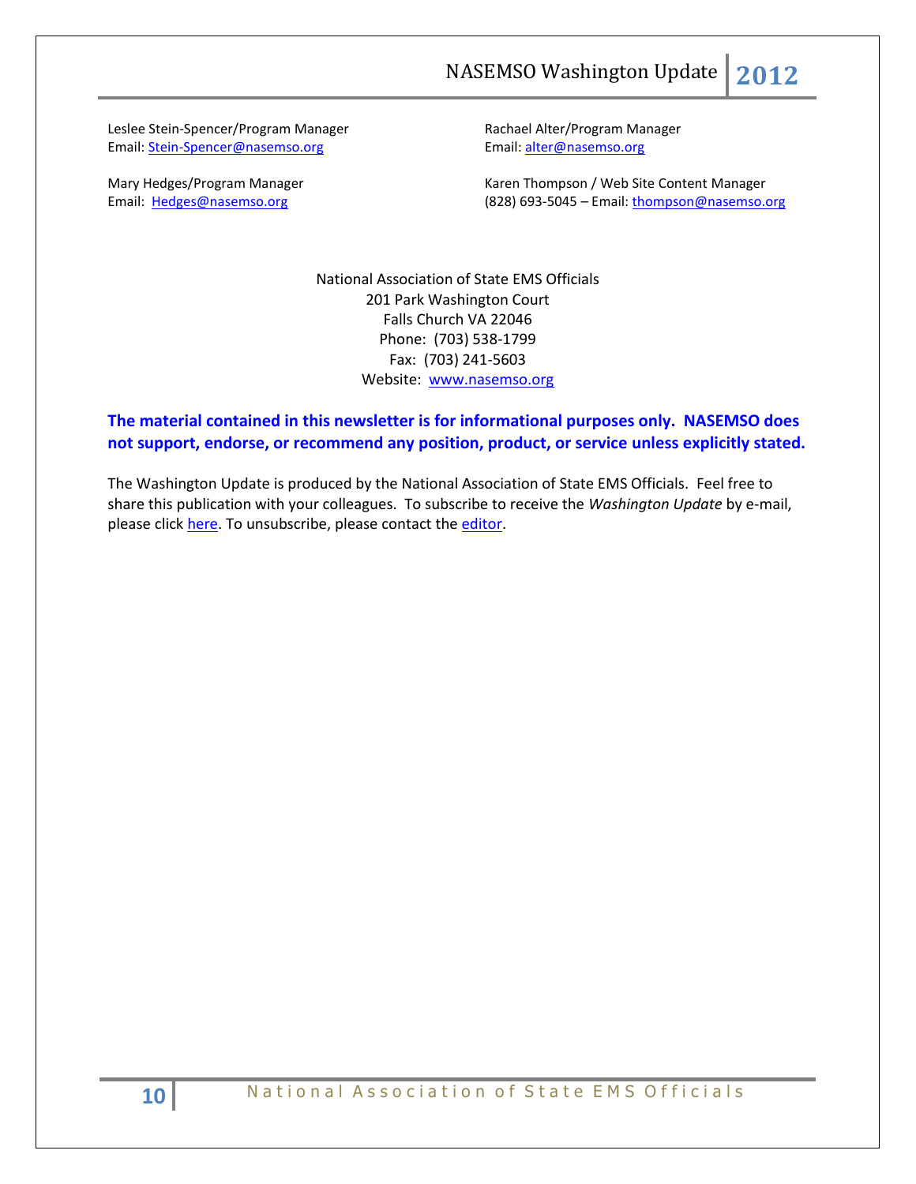Leslee Stein-Spencer/Program Manager
Email: Stein-Spencer@nasemso.org

Rachael Alter/Program Manager
Email: alter@nasemso.org

Mary Hedges/Program Manager
Email: Hedges@nasemso.org

Karen Thompson / Web Site Content Manager
(828) 693-5045 – Email: thompson@nasemso.org

National Association of State EMS Officials
201 Park Washington Court
Falls Church VA 22046
Phone: (703) 538-1799
Fax: (703) 241-5603
Website: www.nasemso.org

**The material contained in this newsletter is for informational purposes only. NASEMSO does not support, endorse, or recommend any position, product, or service unless explicitly stated.**

The Washington Update is produced by the National Association of State EMS Officials. Feel free to share this publication with your colleagues. To subscribe to receive the *Washington Update* by e-mail, please click here. To unsubscribe, please contact the editor.